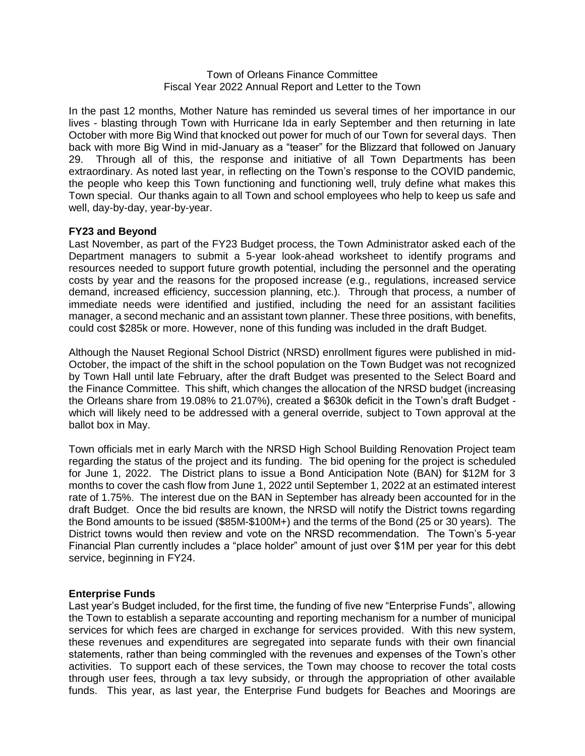Town of Orleans Finance Committee
Fiscal Year 2022 Annual Report and Letter to the Town

In the past 12 months, Mother Nature has reminded us several times of her importance in our lives - blasting through Town with Hurricane Ida in early September and then returning in late October with more Big Wind that knocked out power for much of our Town for several days. Then back with more Big Wind in mid-January as a "teaser" for the Blizzard that followed on January 29. Through all of this, the response and initiative of all Town Departments has been extraordinary. As noted last year, in reflecting on the Town's response to the COVID pandemic, the people who keep this Town functioning and functioning well, truly define what makes this Town special. Our thanks again to all Town and school employees who help to keep us safe and well, day-by-day, year-by-year.

**FY23 and Beyond**

Last November, as part of the FY23 Budget process, the Town Administrator asked each of the Department managers to submit a 5-year look-ahead worksheet to identify programs and resources needed to support future growth potential, including the personnel and the operating costs by year and the reasons for the proposed increase (e.g., regulations, increased service demand, increased efficiency, succession planning, etc.). Through that process, a number of immediate needs were identified and justified, including the need for an assistant facilities manager, a second mechanic and an assistant town planner. These three positions, with benefits, could cost $285k or more. However, none of this funding was included in the draft Budget.

Although the Nauset Regional School District (NRSD) enrollment figures were published in mid-October, the impact of the shift in the school population on the Town Budget was not recognized by Town Hall until late February, after the draft Budget was presented to the Select Board and the Finance Committee. This shift, which changes the allocation of the NRSD budget (increasing the Orleans share from 19.08% to 21.07%), created a $630k deficit in the Town's draft Budget - which will likely need to be addressed with a general override, subject to Town approval at the ballot box in May.

Town officials met in early March with the NRSD High School Building Renovation Project team regarding the status of the project and its funding. The bid opening for the project is scheduled for June 1, 2022. The District plans to issue a Bond Anticipation Note (BAN) for $12M for 3 months to cover the cash flow from June 1, 2022 until September 1, 2022 at an estimated interest rate of 1.75%. The interest due on the BAN in September has already been accounted for in the draft Budget. Once the bid results are known, the NRSD will notify the District towns regarding the Bond amounts to be issued ($85M-$100M+) and the terms of the Bond (25 or 30 years). The District towns would then review and vote on the NRSD recommendation. The Town's 5-year Financial Plan currently includes a "place holder" amount of just over $1M per year for this debt service, beginning in FY24.

**Enterprise Funds**

Last year's Budget included, for the first time, the funding of five new "Enterprise Funds", allowing the Town to establish a separate accounting and reporting mechanism for a number of municipal services for which fees are charged in exchange for services provided. With this new system, these revenues and expenditures are segregated into separate funds with their own financial statements, rather than being commingled with the revenues and expenses of the Town's other activities. To support each of these services, the Town may choose to recover the total costs through user fees, through a tax levy subsidy, or through the appropriation of other available funds. This year, as last year, the Enterprise Fund budgets for Beaches and Moorings are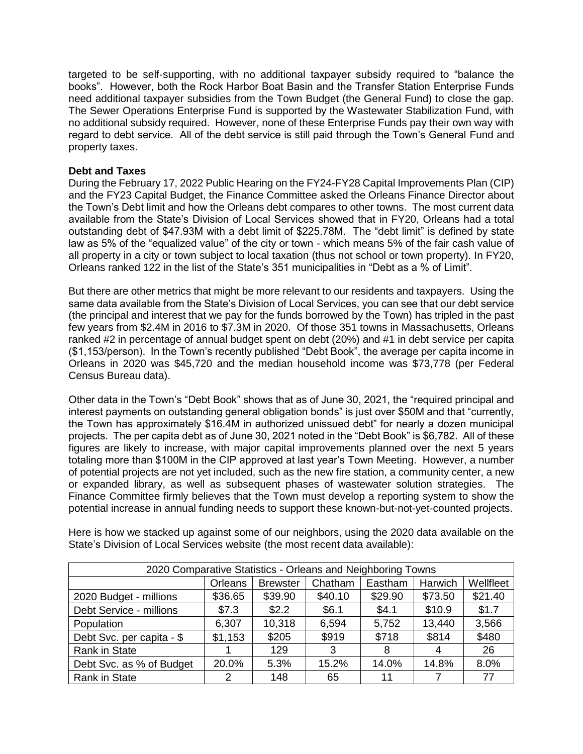targeted to be self-supporting, with no additional taxpayer subsidy required to "balance the books". However, both the Rock Harbor Boat Basin and the Transfer Station Enterprise Funds need additional taxpayer subsidies from the Town Budget (the General Fund) to close the gap. The Sewer Operations Enterprise Fund is supported by the Wastewater Stabilization Fund, with no additional subsidy required. However, none of these Enterprise Funds pay their own way with regard to debt service. All of the debt service is still paid through the Town's General Fund and property taxes.

**Debt and Taxes**

During the February 17, 2022 Public Hearing on the FY24-FY28 Capital Improvements Plan (CIP) and the FY23 Capital Budget, the Finance Committee asked the Orleans Finance Director about the Town's Debt limit and how the Orleans debt compares to other towns. The most current data available from the State's Division of Local Services showed that in FY20, Orleans had a total outstanding debt of $47.93M with a debt limit of $225.78M. The "debt limit" is defined by state law as 5% of the "equalized value" of the city or town - which means 5% of the fair cash value of all property in a city or town subject to local taxation (thus not school or town property). In FY20, Orleans ranked 122 in the list of the State's 351 municipalities in "Debt as a % of Limit".

But there are other metrics that might be more relevant to our residents and taxpayers. Using the same data available from the State's Division of Local Services, you can see that our debt service (the principal and interest that we pay for the funds borrowed by the Town) has tripled in the past few years from $2.4M in 2016 to $7.3M in 2020. Of those 351 towns in Massachusetts, Orleans ranked #2 in percentage of annual budget spent on debt (20%) and #1 in debt service per capita ($1,153/person). In the Town's recently published "Debt Book", the average per capita income in Orleans in 2020 was $45,720 and the median household income was $73,778 (per Federal Census Bureau data).

Other data in the Town's "Debt Book" shows that as of June 30, 2021, the "required principal and interest payments on outstanding general obligation bonds" is just over $50M and that "currently, the Town has approximately $16.4M in authorized unissued debt" for nearly a dozen municipal projects. The per capita debt as of June 30, 2021 noted in the "Debt Book" is $6,782. All of these figures are likely to increase, with major capital improvements planned over the next 5 years totaling more than $100M in the CIP approved at last year's Town Meeting. However, a number of potential projects are not yet included, such as the new fire station, a community center, a new or expanded library, as well as subsequent phases of wastewater solution strategies. The Finance Committee firmly believes that the Town must develop a reporting system to show the potential increase in annual funding needs to support these known-but-not-yet-counted projects.

Here is how we stacked up against some of our neighbors, using the 2020 data available on the State's Division of Local Services website (the most recent data available):

| 2020 Comparative Statistics - Orleans and Neighboring Towns | | | | | | |
|---|---|---|---|---|---|---|
| | Orleans | Brewster | Chatham | Eastham | Harwich | Wellfleet |
| 2020 Budget - millions | $36.65 | $39.90 | $40.10 | $29.90 | $73.50 | $21.40 |
| Debt Service - millions | $7.3 | $2.2 | $6.1 | $4.1 | $10.9 | $1.7 |
| Population | 6,307 | 10,318 | 6,594 | 5,752 | 13,440 | 3,566 |
| Debt Svc. per capita - $ | $1,153 | $205 | $919 | $718 | $814 | $480 |
| Rank in State | 1 | 129 | 3 | 8 | 4 | 26 |
| Debt Svc. as % of Budget | 20.0% | 5.3% | 15.2% | 14.0% | 14.8% | 8.0% |
| Rank in State | 2 | 148 | 65 | 11 | 7 | 77 |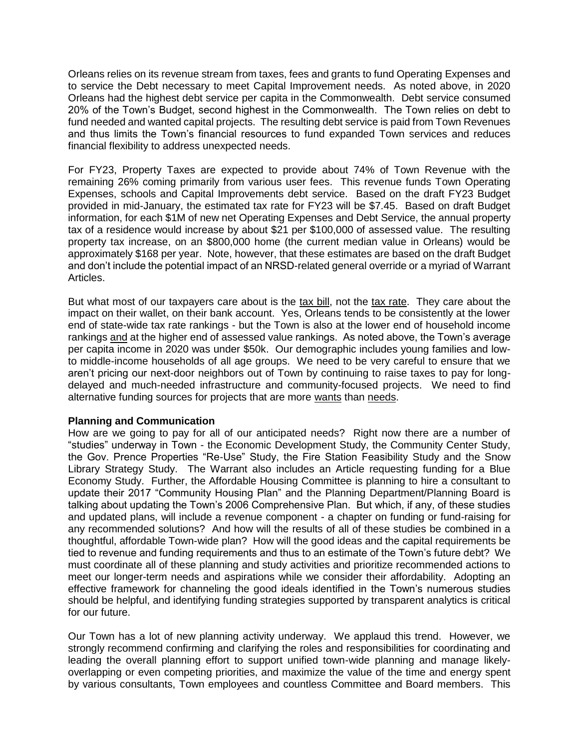Orleans relies on its revenue stream from taxes, fees and grants to fund Operating Expenses and to service the Debt necessary to meet Capital Improvement needs. As noted above, in 2020 Orleans had the highest debt service per capita in the Commonwealth. Debt service consumed 20% of the Town's Budget, second highest in the Commonwealth. The Town relies on debt to fund needed and wanted capital projects. The resulting debt service is paid from Town Revenues and thus limits the Town's financial resources to fund expanded Town services and reduces financial flexibility to address unexpected needs.

For FY23, Property Taxes are expected to provide about 74% of Town Revenue with the remaining 26% coming primarily from various user fees. This revenue funds Town Operating Expenses, schools and Capital Improvements debt service. Based on the draft FY23 Budget provided in mid-January, the estimated tax rate for FY23 will be $7.45. Based on draft Budget information, for each $1M of new net Operating Expenses and Debt Service, the annual property tax of a residence would increase by about $21 per $100,000 of assessed value. The resulting property tax increase, on an $800,000 home (the current median value in Orleans) would be approximately $168 per year. Note, however, that these estimates are based on the draft Budget and don't include the potential impact of an NRSD-related general override or a myriad of Warrant Articles.

But what most of our taxpayers care about is the tax bill, not the tax rate. They care about the impact on their wallet, on their bank account. Yes, Orleans tends to be consistently at the lower end of state-wide tax rate rankings - but the Town is also at the lower end of household income rankings and at the higher end of assessed value rankings. As noted above, the Town's average per capita income in 2020 was under $50k. Our demographic includes young families and low- to middle-income households of all age groups. We need to be very careful to ensure that we aren't pricing our next-door neighbors out of Town by continuing to raise taxes to pay for long-delayed and much-needed infrastructure and community-focused projects. We need to find alternative funding sources for projects that are more wants than needs.

**Planning and Communication**

How are we going to pay for all of our anticipated needs? Right now there are a number of "studies" underway in Town - the Economic Development Study, the Community Center Study, the Gov. Prence Properties "Re-Use" Study, the Fire Station Feasibility Study and the Snow Library Strategy Study. The Warrant also includes an Article requesting funding for a Blue Economy Study. Further, the Affordable Housing Committee is planning to hire a consultant to update their 2017 "Community Housing Plan" and the Planning Department/Planning Board is talking about updating the Town's 2006 Comprehensive Plan. But which, if any, of these studies and updated plans, will include a revenue component - a chapter on funding or fund-raising for any recommended solutions? And how will the results of all of these studies be combined in a thoughtful, affordable Town-wide plan? How will the good ideas and the capital requirements be tied to revenue and funding requirements and thus to an estimate of the Town's future debt? We must coordinate all of these planning and study activities and prioritize recommended actions to meet our longer-term needs and aspirations while we consider their affordability. Adopting an effective framework for channeling the good ideals identified in the Town's numerous studies should be helpful, and identifying funding strategies supported by transparent analytics is critical for our future.

Our Town has a lot of new planning activity underway. We applaud this trend. However, we strongly recommend confirming and clarifying the roles and responsibilities for coordinating and leading the overall planning effort to support unified town-wide planning and manage likely-overlapping or even competing priorities, and maximize the value of the time and energy spent by various consultants, Town employees and countless Committee and Board members. This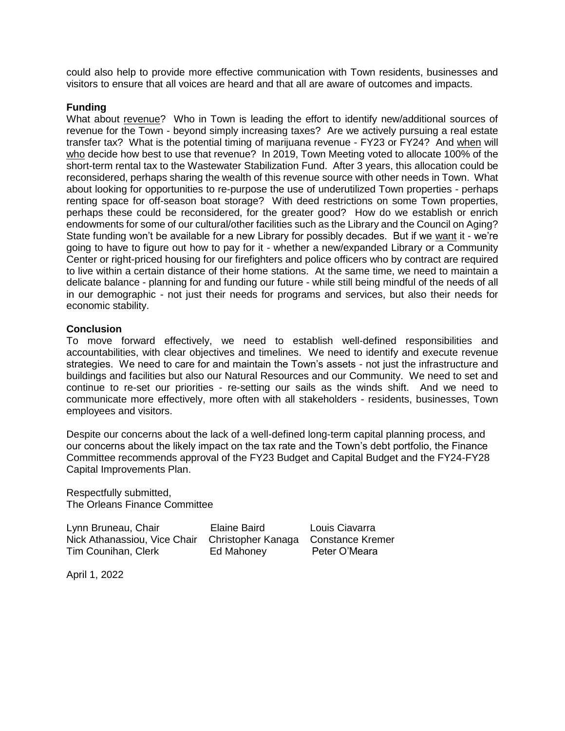could also help to provide more effective communication with Town residents, businesses and visitors to ensure that all voices are heard and that all are aware of outcomes and impacts.

**Funding**

What about revenue? Who in Town is leading the effort to identify new/additional sources of revenue for the Town - beyond simply increasing taxes? Are we actively pursuing a real estate transfer tax? What is the potential timing of marijuana revenue - FY23 or FY24? And when will who decide how best to use that revenue? In 2019, Town Meeting voted to allocate 100% of the short-term rental tax to the Wastewater Stabilization Fund. After 3 years, this allocation could be reconsidered, perhaps sharing the wealth of this revenue source with other needs in Town. What about looking for opportunities to re-purpose the use of underutilized Town properties - perhaps renting space for off-season boat storage? With deed restrictions on some Town properties, perhaps these could be reconsidered, for the greater good? How do we establish or enrich endowments for some of our cultural/other facilities such as the Library and the Council on Aging? State funding won't be available for a new Library for possibly decades. But if we want it - we're going to have to figure out how to pay for it - whether a new/expanded Library or a Community Center or right-priced housing for our firefighters and police officers who by contract are required to live within a certain distance of their home stations. At the same time, we need to maintain a delicate balance - planning for and funding our future - while still being mindful of the needs of all in our demographic - not just their needs for programs and services, but also their needs for economic stability.

**Conclusion**

To move forward effectively, we need to establish well-defined responsibilities and accountabilities, with clear objectives and timelines. We need to identify and execute revenue strategies. We need to care for and maintain the Town's assets - not just the infrastructure and buildings and facilities but also our Natural Resources and our Community. We need to set and continue to re-set our priorities - re-setting our sails as the winds shift. And we need to communicate more effectively, more often with all stakeholders - residents, businesses, Town employees and visitors.

Despite our concerns about the lack of a well-defined long-term capital planning process, and our concerns about the likely impact on the tax rate and the Town's debt portfolio, the Finance Committee recommends approval of the FY23 Budget and Capital Budget and the FY24-FY28 Capital Improvements Plan.

Respectfully submitted,
The Orleans Finance Committee

| | | |
|---|---|---|
| Lynn Bruneau, Chair | Elaine Baird | Louis Ciavarra |
| Nick Athanassiou, Vice Chair | Christopher Kanaga | Constance Kremer |
| Tim Counihan, Clerk | Ed Mahoney | Peter O'Meara |

April 1, 2022